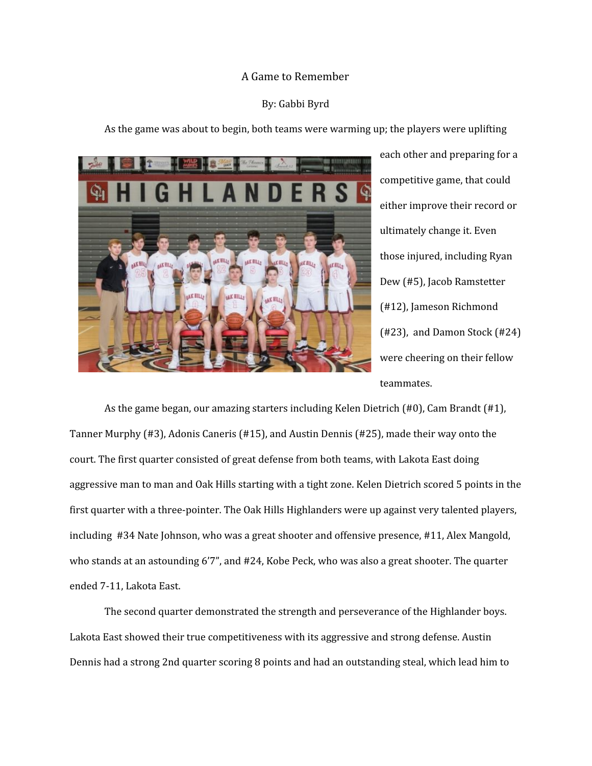# A Game to Remember

By: Gabbi Byrd

As the game was about to begin, both teams were warming up; the players were uplifting each other and preparing for a competitive game, that could either improve their record or ultimately change it. Even those injured, including Ryan Dew (#5), Jacob Ramstetter (#12), Jameson Richmond (#23), and Damon Stock (#24) were cheering on their fellow teammates.

As the game began, our amazing starters including Kelen Dietrich (#0), Cam Brandt (#1), Tanner Murphy (#3), Adonis Caneris (#15), and Austin Dennis (#25), made their way onto the court. The first quarter consisted of great defense from both teams, with Lakota East doing aggressive man to man and Oak Hills starting with a tight zone. Kelen Dietrich scored 5 points in the first quarter with a three-pointer. The Oak Hills Highlanders were up against very talented players, including #34 Nate Johnson, who was a great shooter and offensive presence, #11, Alex Mangold, who stands at an astounding 6'7", and #24, Kobe Peck, who was also a great shooter. The quarter ended 7-11, Lakota East.

The second quarter demonstrated the strength and perseverance of the Highlander boys. Lakota East showed their true competitiveness with its aggressive and strong defense. Austin Dennis had a strong 2nd quarter scoring 8 points and had an outstanding steal, which lead him to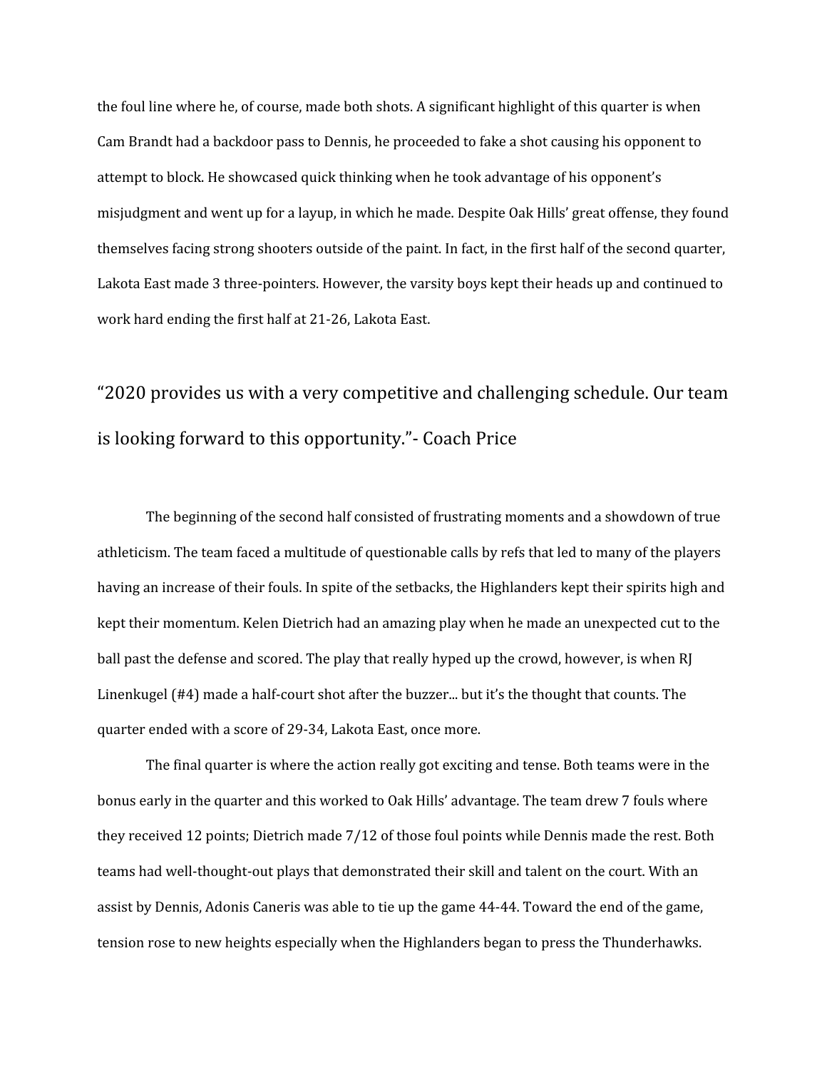the foul line where he, of course, made both shots. A significant highlight of this quarter is when Cam Brandt had a backdoor pass to Dennis, he proceeded to fake a shot causing his opponent to attempt to block. He showcased quick thinking when he took advantage of his opponent's misjudgment and went up for a layup, in which he made. Despite Oak Hills' great offense, they found themselves facing strong shooters outside of the paint. In fact, in the first half of the second quarter, Lakota East made 3 three-pointers. However, the varsity boys kept their heads up and continued to work hard ending the first half at 21-26, Lakota East.

"2020 provides us with a very competitive and challenging schedule. Our team is looking forward to this opportunity."- Coach Price

The beginning of the second half consisted of frustrating moments and a showdown of true athleticism. The team faced a multitude of questionable calls by refs that led to many of the players having an increase of their fouls. In spite of the setbacks, the Highlanders kept their spirits high and kept their momentum. Kelen Dietrich had an amazing play when he made an unexpected cut to the ball past the defense and scored. The play that really hyped up the crowd, however, is when RJ Linenkugel (#4) made a half-court shot after the buzzer... but it's the thought that counts. The quarter ended with a score of 29-34, Lakota East, once more.

The final quarter is where the action really got exciting and tense. Both teams were in the bonus early in the quarter and this worked to Oak Hills' advantage. The team drew 7 fouls where they received 12 points; Dietrich made 7/12 of those foul points while Dennis made the rest. Both teams had well-thought-out plays that demonstrated their skill and talent on the court. With an assist by Dennis, Adonis Caneris was able to tie up the game 44-44. Toward the end of the game, tension rose to new heights especially when the Highlanders began to press the Thunderhawks.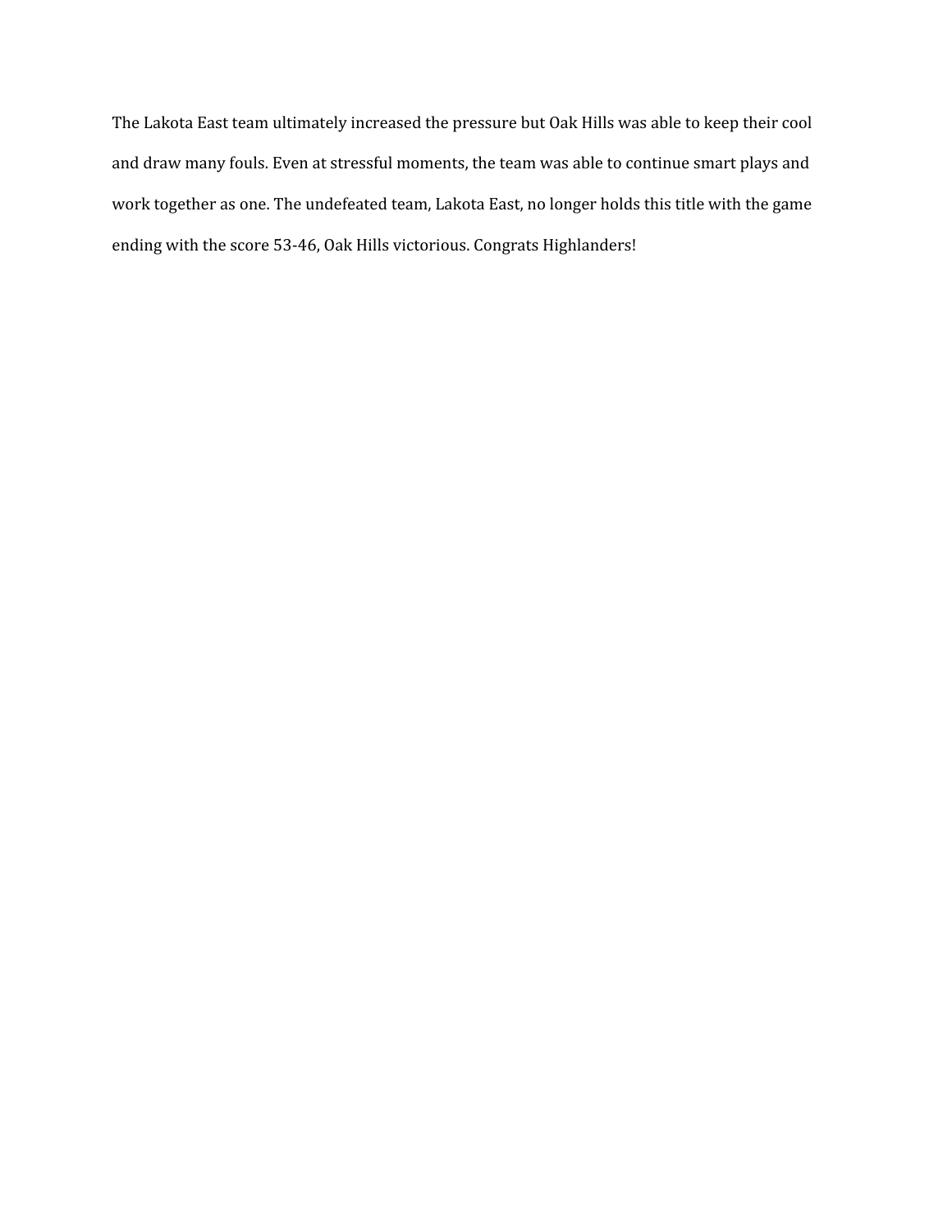The Lakota East team ultimately increased the pressure but Oak Hills was able to keep their cool and draw many fouls. Even at stressful moments, the team was able to continue smart plays and work together as one. The undefeated team, Lakota East, no longer holds this title with the game ending with the score 53-46, Oak Hills victorious. Congrats Highlanders!